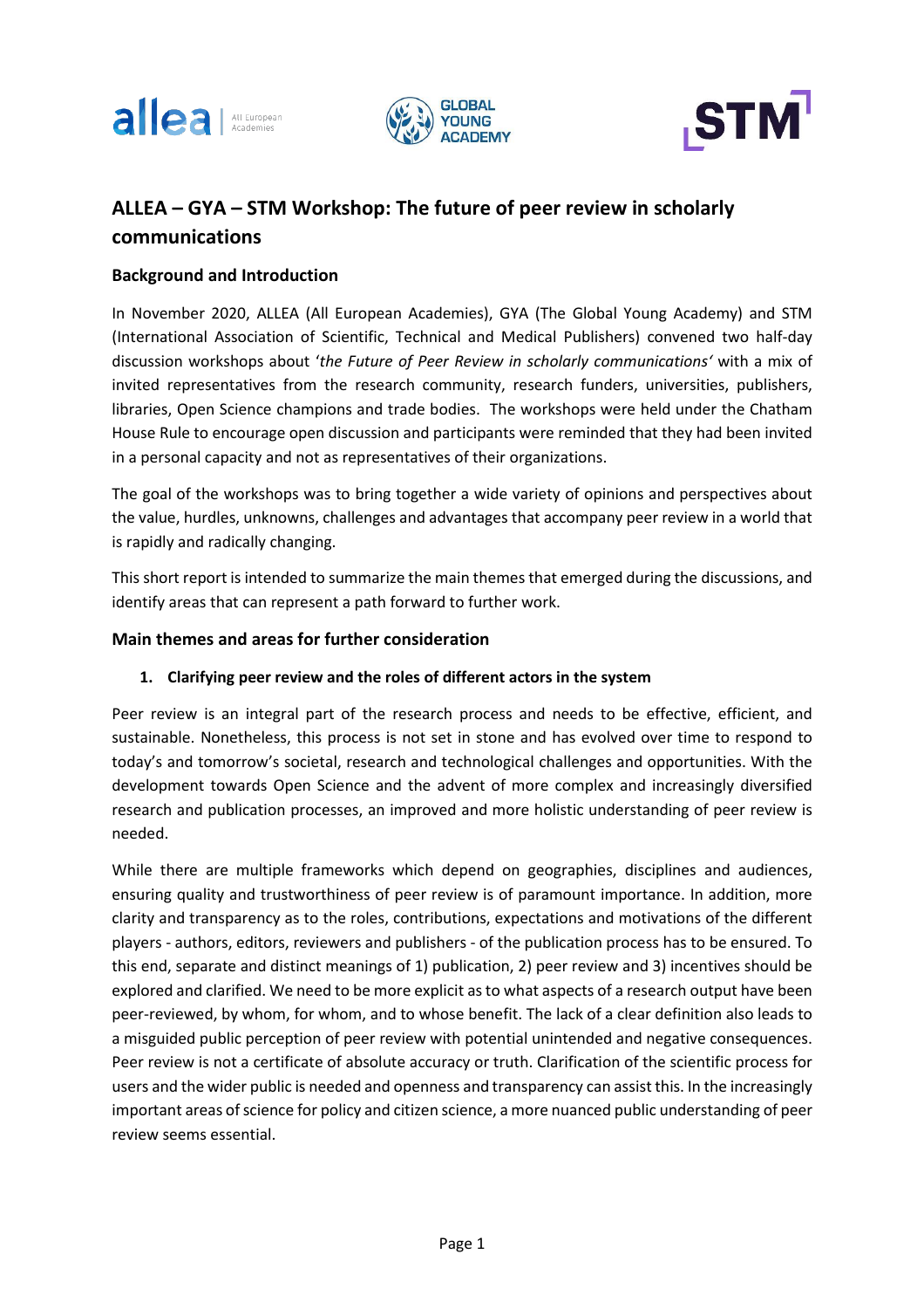# ALLEA – GYA – STM Workshop: The future of peer review in scholarly communications

## Background and Introduction

In November 2020, ALLEA (All European Academies), GYA (The Global Young Academy) and STM (International Association of Scientific, Technical and Medical Publishers) convened two half-day discussion workshops about '*the Future of Peer Review in scholarly communications*' with a mix of invited representatives from the research community, research funders, universities, publishers, libraries, Open Science champions and trade bodies. The workshops were held under the Chatham House Rule to encourage open discussion and participants were reminded that they had been invited in a personal capacity and not as representatives of their organizations.

The goal of the workshops was to bring together a wide variety of opinions and perspectives about the value, hurdles, unknowns, challenges and advantages that accompany peer review in a world that is rapidly and radically changing.

This short report is intended to summarize the main themes that emerged during the discussions, and identify areas that can represent a path forward to further work.

## Main themes and areas for further consideration

### 1. Clarifying peer review and the roles of different actors in the system

Peer review is an integral part of the research process and needs to be effective, efficient, and sustainable. Nonetheless, this process is not set in stone and has evolved over time to respond to today's and tomorrow's societal, research and technological challenges and opportunities. With the development towards Open Science and the advent of more complex and increasingly diversified research and publication processes, an improved and more holistic understanding of peer review is needed.

While there are multiple frameworks which depend on geographies, disciplines and audiences, ensuring quality and trustworthiness of peer review is of paramount importance. In addition, more clarity and transparency as to the roles, contributions, expectations and motivations of the different players - authors, editors, reviewers and publishers - of the publication process has to be ensured. To this end, separate and distinct meanings of 1) publication, 2) peer review and 3) incentives should be explored and clarified. We need to be more explicit as to what aspects of a research output have been peer-reviewed, by whom, for whom, and to whose benefit. The lack of a clear definition also leads to a misguided public perception of peer review with potential unintended and negative consequences. Peer review is not a certificate of absolute accuracy or truth. Clarification of the scientific process for users and the wider public is needed and openness and transparency can assist this. In the increasingly important areas of science for policy and citizen science, a more nuanced public understanding of peer review seems essential.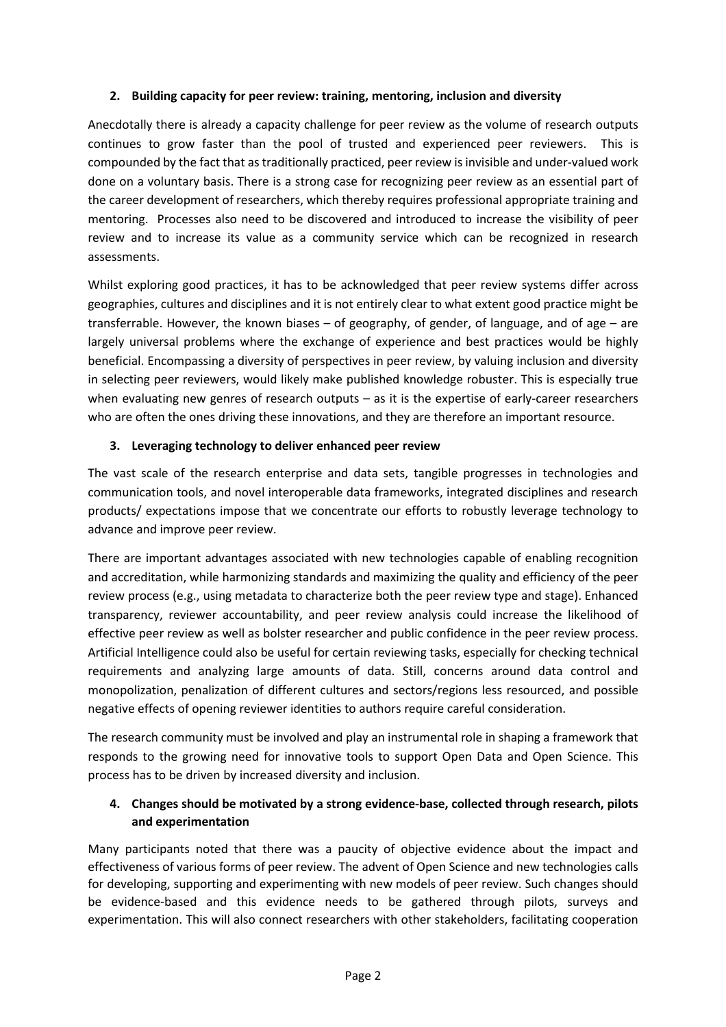## 2. Building capacity for peer review: training, mentoring, inclusion and diversity

Anecdotally there is already a capacity challenge for peer review as the volume of research outputs continues to grow faster than the pool of trusted and experienced peer reviewers. This is compounded by the fact that as traditionally practiced, peer review is invisible and under-valued work done on a voluntary basis. There is a strong case for recognizing peer review as an essential part of the career development of researchers, which thereby requires professional appropriate training and mentoring. Processes also need to be discovered and introduced to increase the visibility of peer review and to increase its value as a community service which can be recognized in research assessments.

Whilst exploring good practices, it has to be acknowledged that peer review systems differ across geographies, cultures and disciplines and it is not entirely clear to what extent good practice might be transferrable. However, the known biases – of geography, of gender, of language, and of age – are largely universal problems where the exchange of experience and best practices would be highly beneficial. Encompassing a diversity of perspectives in peer review, by valuing inclusion and diversity in selecting peer reviewers, would likely make published knowledge robuster. This is especially true when evaluating new genres of research outputs – as it is the expertise of early-career researchers who are often the ones driving these innovations, and they are therefore an important resource.

## 3. Leveraging technology to deliver enhanced peer review

The vast scale of the research enterprise and data sets, tangible progresses in technologies and communication tools, and novel interoperable data frameworks, integrated disciplines and research products/ expectations impose that we concentrate our efforts to robustly leverage technology to advance and improve peer review.

There are important advantages associated with new technologies capable of enabling recognition and accreditation, while harmonizing standards and maximizing the quality and efficiency of the peer review process (e.g., using metadata to characterize both the peer review type and stage). Enhanced transparency, reviewer accountability, and peer review analysis could increase the likelihood of effective peer review as well as bolster researcher and public confidence in the peer review process. Artificial Intelligence could also be useful for certain reviewing tasks, especially for checking technical requirements and analyzing large amounts of data. Still, concerns around data control and monopolization, penalization of different cultures and sectors/regions less resourced, and possible negative effects of opening reviewer identities to authors require careful consideration.

The research community must be involved and play an instrumental role in shaping a framework that responds to the growing need for innovative tools to support Open Data and Open Science. This process has to be driven by increased diversity and inclusion.

## 4. Changes should be motivated by a strong evidence-base, collected through research, pilots and experimentation

Many participants noted that there was a paucity of objective evidence about the impact and effectiveness of various forms of peer review. The advent of Open Science and new technologies calls for developing, supporting and experimenting with new models of peer review. Such changes should be evidence-based and this evidence needs to be gathered through pilots, surveys and experimentation. This will also connect researchers with other stakeholders, facilitating cooperation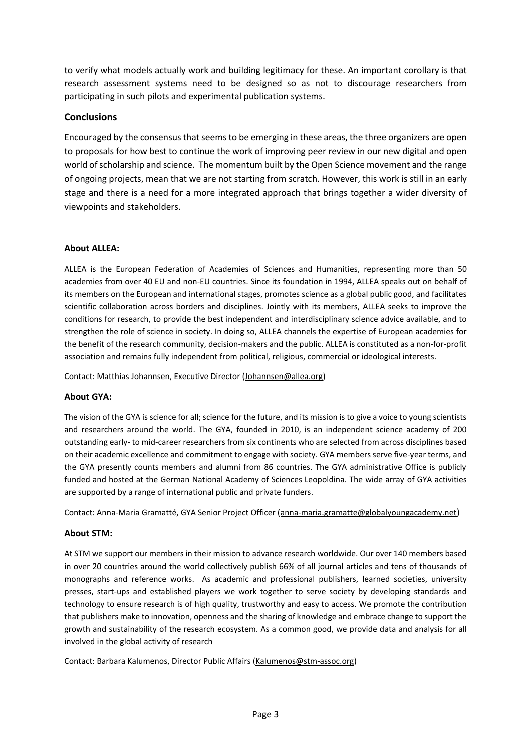to verify what models actually work and building legitimacy for these. An important corollary is that research assessment systems need to be designed so as not to discourage researchers from participating in such pilots and experimental publication systems.

## Conclusions

Encouraged by the consensus that seems to be emerging in these areas, the three organizers are open to proposals for how best to continue the work of improving peer review in our new digital and open world of scholarship and science. The momentum built by the Open Science movement and the range of ongoing projects, mean that we are not starting from scratch. However, this work is still in an early stage and there is a need for a more integrated approach that brings together a wider diversity of viewpoints and stakeholders.

**About ALLEA:**

ALLEA is the European Federation of Academies of Sciences and Humanities, representing more than 50 academies from over 40 EU and non-EU countries. Since its foundation in 1994, ALLEA speaks out on behalf of its members on the European and international stages, promotes science as a global public good, and facilitates scientific collaboration across borders and disciplines. Jointly with its members, ALLEA seeks to improve the conditions for research, to provide the best independent and interdisciplinary science advice available, and to strengthen the role of science in society. In doing so, ALLEA channels the expertise of European academies for the benefit of the research community, decision-makers and the public. ALLEA is constituted as a non-for-profit association and remains fully independent from political, religious, commercial or ideological interests.

Contact: Matthias Johannsen, Executive Director (Johannsen@allea.org)

**About GYA:**

The vision of the GYA is science for all; science for the future, and its mission is to give a voice to young scientists and researchers around the world. The GYA, founded in 2010, is an independent science academy of 200 outstanding early- to mid-career researchers from six continents who are selected from across disciplines based on their academic excellence and commitment to engage with society. GYA members serve five-year terms, and the GYA presently counts members and alumni from 86 countries. The GYA administrative Office is publicly funded and hosted at the German National Academy of Sciences Leopoldina. The wide array of GYA activities are supported by a range of international public and private funders.

Contact: Anna-Maria Gramatté, GYA Senior Project Officer (anna-maria.gramatte@globalyoungacademy.net)

**About STM:**

At STM we support our members in their mission to advance research worldwide. Our over 140 members based in over 20 countries around the world collectively publish 66% of all journal articles and tens of thousands of monographs and reference works. As academic and professional publishers, learned societies, university presses, start-ups and established players we work together to serve society by developing standards and technology to ensure research is of high quality, trustworthy and easy to access. We promote the contribution that publishers make to innovation, openness and the sharing of knowledge and embrace change to support the growth and sustainability of the research ecosystem. As a common good, we provide data and analysis for all involved in the global activity of research

Contact: Barbara Kalumenos, Director Public Affairs (Kalumenos@stm-assoc.org)